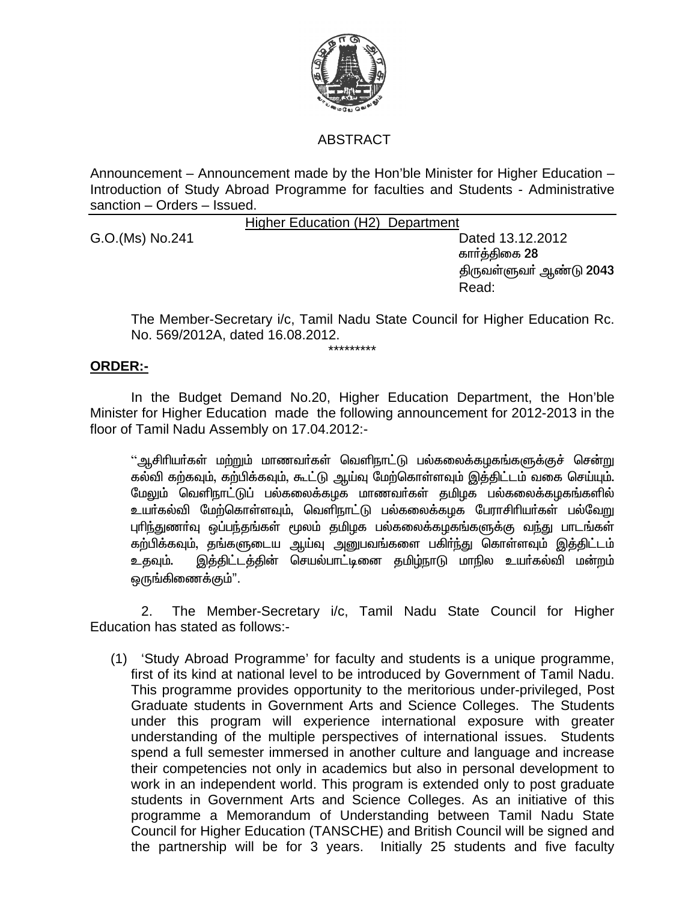## ABSTRACT

Announcement – Announcement made by the Hon'ble Minister for Higher Education – Introduction of Study Abroad Programme for faculties and Students - Administrative sanction – Orders – Issued.

Higher Education (H2) Department

G.O.(Ms) No.241 Dated 13.12.2012
கார்த்திகை 28
திருவள்ளுவர் ஆண்டு 2043
Read:

The Member-Secretary i/c, Tamil Nadu State Council for Higher Education Rc. No. 569/2012A, dated 16.08.2012.

\*\*\*\*\*\*\*\*\*

**ORDER:-**

In the Budget Demand No.20, Higher Education Department, the Hon'ble Minister for Higher Education made the following announcement for 2012-2013 in the floor of Tamil Nadu Assembly on 17.04.2012:-

"ஆசிரியர்கள் மற்றும் மாணவர்கள் வெளிநாட்டு பல்கலைக்கழகங்களுக்குச் சென்று கல்வி கற்கவும், கற்பிக்கவும், கூட்டு ஆய்வு மேற்கொள்ளவும் இத்திட்டம் வகை செய்யும். மேலும் வெளிநாட்டுப் பல்கலைக்கழக மாணவர்கள் தமிழக பல்கலைக்கழகங்களில் உயர்கல்வி மேற்கொள்ளவும், வெளிநாட்டு பல்கலைக்கழக பேராசிரியர்கள் பல்வேறு புரிந்துணர்வு ஒப்பந்தங்கள் மூலம் தமிழக பல்கலைக்கழகங்களுக்கு வந்து பாடங்கள் கற்பிக்கவும், தங்களுடைய ஆய்வு அனுபவங்களை பகிர்ந்து கொள்ளவும் இத்திட்டம் உதவும். இத்திட்டத்தின் செயல்பாட்டினை தமிழ்நாடு மாநில உயர்கல்வி மன்றம் ஒருங்கிணைக்கும்".

2. The Member-Secretary i/c, Tamil Nadu State Council for Higher Education has stated as follows:-

(1) 'Study Abroad Programme' for faculty and students is a unique programme, first of its kind at national level to be introduced by Government of Tamil Nadu. This programme provides opportunity to the meritorious under-privileged, Post Graduate students in Government Arts and Science Colleges. The Students under this program will experience international exposure with greater understanding of the multiple perspectives of international issues. Students spend a full semester immersed in another culture and language and increase their competencies not only in academics but also in personal development to work in an independent world. This program is extended only to post graduate students in Government Arts and Science Colleges. As an initiative of this programme a Memorandum of Understanding between Tamil Nadu State Council for Higher Education (TANSCHE) and British Council will be signed and the partnership will be for 3 years. Initially 25 students and five faculty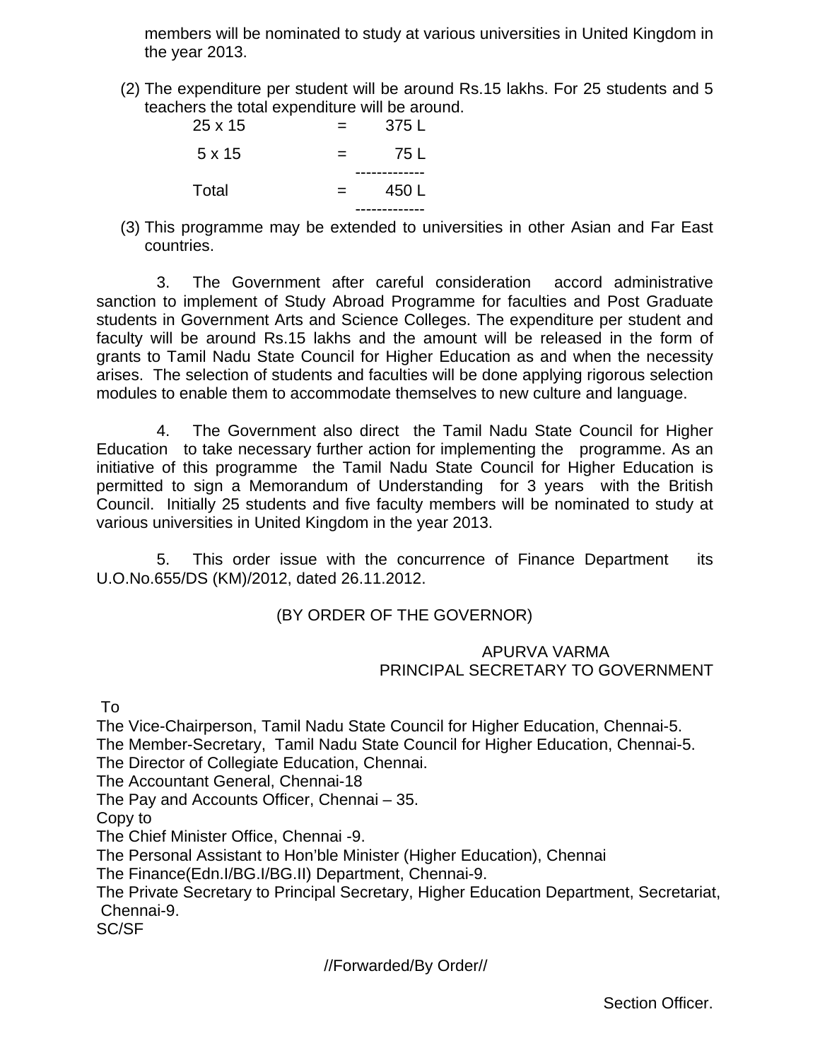members will be nominated to study at various universities in United Kingdom in the year 2013.

(2) The expenditure per student will be around Rs.15 lakhs. For 25 students and 5 teachers the total expenditure will be around.

| | | |
|---|---|---|
| 25 x 15 | = | 375 L |
| 5 x 15 | = | 75 L |
| Total | = | 450 L |

(3) This programme may be extended to universities in other Asian and Far East countries.

3. The Government after careful consideration accord administrative sanction to implement of Study Abroad Programme for faculties and Post Graduate students in Government Arts and Science Colleges. The expenditure per student and faculty will be around Rs.15 lakhs and the amount will be released in the form of grants to Tamil Nadu State Council for Higher Education as and when the necessity arises. The selection of students and faculties will be done applying rigorous selection modules to enable them to accommodate themselves to new culture and language.

4. The Government also direct the Tamil Nadu State Council for Higher Education to take necessary further action for implementing the programme. As an initiative of this programme the Tamil Nadu State Council for Higher Education is permitted to sign a Memorandum of Understanding for 3 years with the British Council. Initially 25 students and five faculty members will be nominated to study at various universities in United Kingdom in the year 2013.

5. This order issue with the concurrence of Finance Department its U.O.No.655/DS (KM)/2012, dated 26.11.2012.

(BY ORDER OF THE GOVERNOR)

APURVA VARMA
PRINCIPAL SECRETARY TO GOVERNMENT

To
The Vice-Chairperson, Tamil Nadu State Council for Higher Education, Chennai-5.
The Member-Secretary, Tamil Nadu State Council for Higher Education, Chennai-5.
The Director of Collegiate Education, Chennai.
The Accountant General, Chennai-18
The Pay and Accounts Officer, Chennai – 35.
Copy to
The Chief Minister Office, Chennai -9.
The Personal Assistant to Hon'ble Minister (Higher Education), Chennai
The Finance(Edn.I/BG.I/BG.II) Department, Chennai-9.
The Private Secretary to Principal Secretary, Higher Education Department, Secretariat, Chennai-9.
SC/SF

//Forwarded/By Order//

Section Officer.